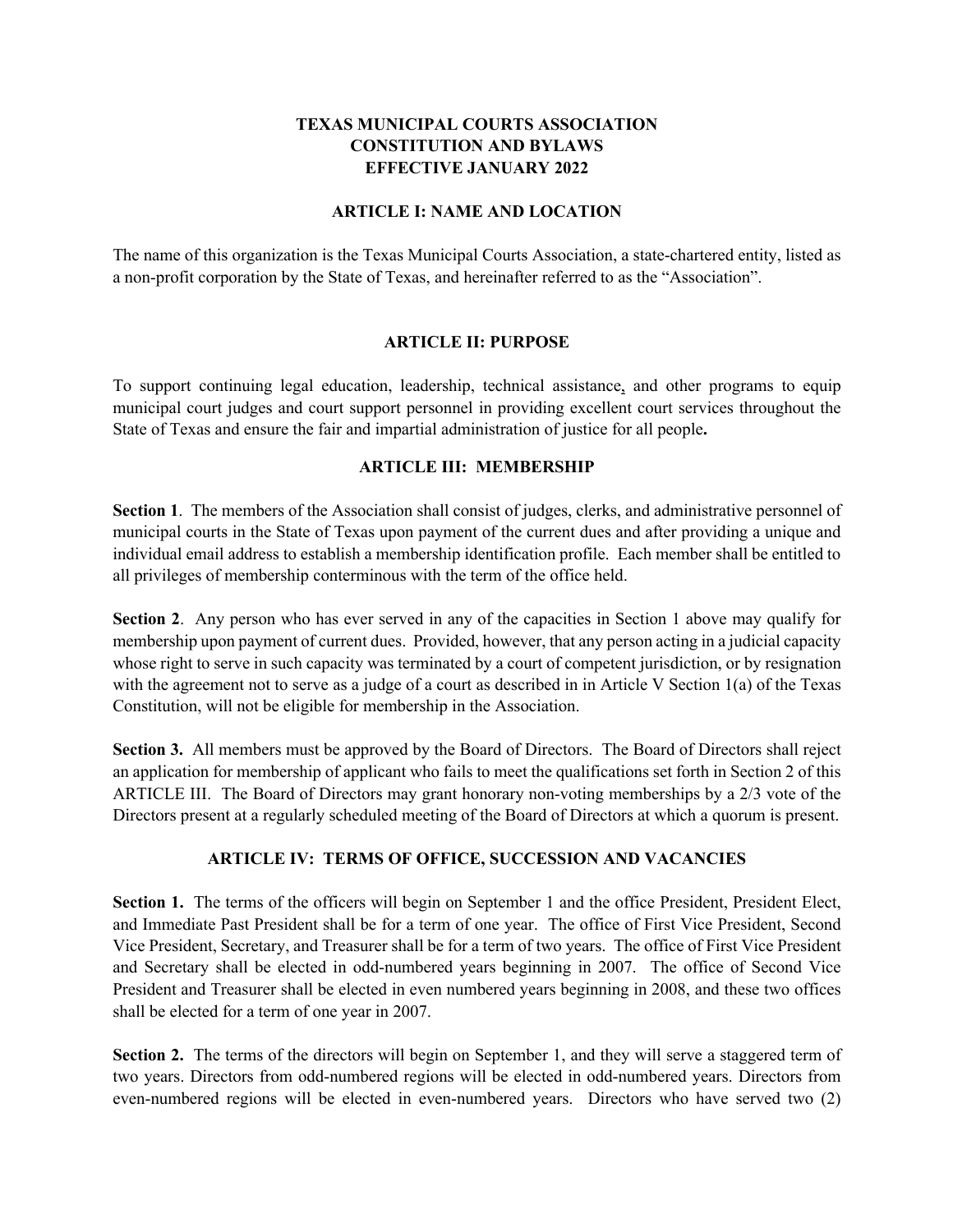# TEXAS MUNICIPAL COURTS ASSOCIATION
# CONSTITUTION AND BYLAWS
# EFFECTIVE JANUARY 2022

## ARTICLE I: NAME AND LOCATION

The name of this organization is the Texas Municipal Courts Association, a state-chartered entity, listed as a non-profit corporation by the State of Texas, and hereinafter referred to as the "Association".

## ARTICLE II: PURPOSE

To support continuing legal education, leadership, technical assistance, and other programs to equip municipal court judges and court support personnel in providing excellent court services throughout the State of Texas and ensure the fair and impartial administration of justice for all people**.**

## ARTICLE III: MEMBERSHIP

**Section 1**. The members of the Association shall consist of judges, clerks, and administrative personnel of municipal courts in the State of Texas upon payment of the current dues and after providing a unique and individual email address to establish a membership identification profile. Each member shall be entitled to all privileges of membership conterminous with the term of the office held.

**Section 2**. Any person who has ever served in any of the capacities in Section 1 above may qualify for membership upon payment of current dues. Provided, however, that any person acting in a judicial capacity whose right to serve in such capacity was terminated by a court of competent jurisdiction, or by resignation with the agreement not to serve as a judge of a court as described in in Article V Section 1(a) of the Texas Constitution, will not be eligible for membership in the Association.

**Section 3.** All members must be approved by the Board of Directors. The Board of Directors shall reject an application for membership of applicant who fails to meet the qualifications set forth in Section 2 of this ARTICLE III. The Board of Directors may grant honorary non-voting memberships by a 2/3 vote of the Directors present at a regularly scheduled meeting of the Board of Directors at which a quorum is present.

## ARTICLE IV: TERMS OF OFFICE, SUCCESSION AND VACANCIES

**Section 1.** The terms of the officers will begin on September 1 and the office President, President Elect, and Immediate Past President shall be for a term of one year. The office of First Vice President, Second Vice President, Secretary, and Treasurer shall be for a term of two years. The office of First Vice President and Secretary shall be elected in odd-numbered years beginning in 2007. The office of Second Vice President and Treasurer shall be elected in even numbered years beginning in 2008, and these two offices shall be elected for a term of one year in 2007.

**Section 2.** The terms of the directors will begin on September 1, and they will serve a staggered term of two years. Directors from odd-numbered regions will be elected in odd-numbered years. Directors from even-numbered regions will be elected in even-numbered years. Directors who have served two (2)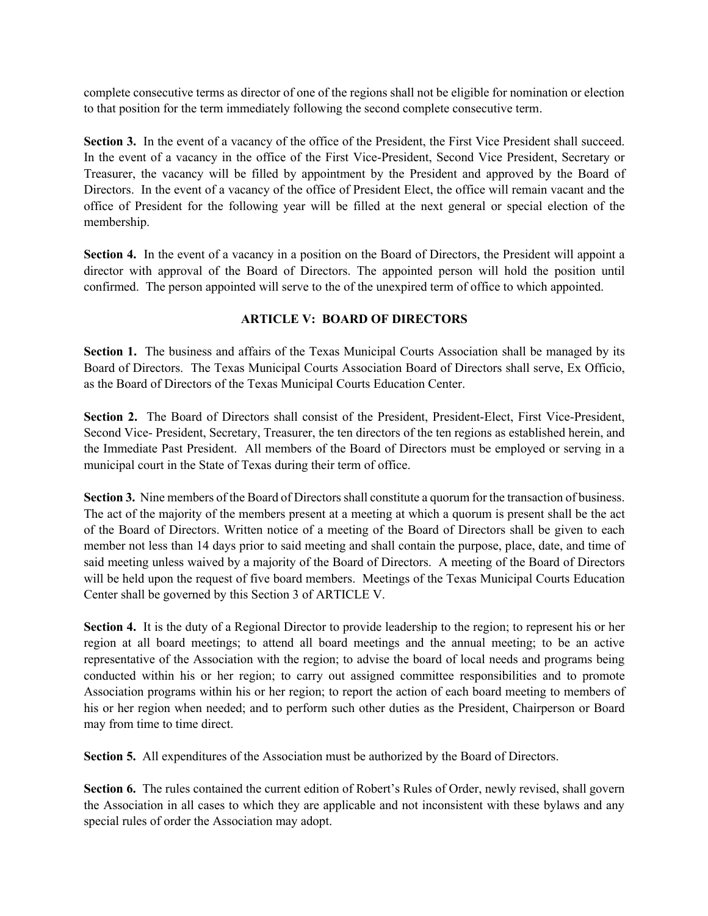complete consecutive terms as director of one of the regions shall not be eligible for nomination or election to that position for the term immediately following the second complete consecutive term.

**Section 3.** In the event of a vacancy of the office of the President, the First Vice President shall succeed. In the event of a vacancy in the office of the First Vice-President, Second Vice President, Secretary or Treasurer, the vacancy will be filled by appointment by the President and approved by the Board of Directors. In the event of a vacancy of the office of President Elect, the office will remain vacant and the office of President for the following year will be filled at the next general or special election of the membership.

**Section 4.** In the event of a vacancy in a position on the Board of Directors, the President will appoint a director with approval of the Board of Directors. The appointed person will hold the position until confirmed. The person appointed will serve to the of the unexpired term of office to which appointed.

## ARTICLE V: BOARD OF DIRECTORS

**Section 1.** The business and affairs of the Texas Municipal Courts Association shall be managed by its Board of Directors. The Texas Municipal Courts Association Board of Directors shall serve, Ex Officio, as the Board of Directors of the Texas Municipal Courts Education Center.

**Section 2.** The Board of Directors shall consist of the President, President-Elect, First Vice-President, Second Vice- President, Secretary, Treasurer, the ten directors of the ten regions as established herein, and the Immediate Past President. All members of the Board of Directors must be employed or serving in a municipal court in the State of Texas during their term of office.

**Section 3.** Nine members of the Board of Directors shall constitute a quorum for the transaction of business. The act of the majority of the members present at a meeting at which a quorum is present shall be the act of the Board of Directors. Written notice of a meeting of the Board of Directors shall be given to each member not less than 14 days prior to said meeting and shall contain the purpose, place, date, and time of said meeting unless waived by a majority of the Board of Directors. A meeting of the Board of Directors will be held upon the request of five board members. Meetings of the Texas Municipal Courts Education Center shall be governed by this Section 3 of ARTICLE V.

**Section 4.** It is the duty of a Regional Director to provide leadership to the region; to represent his or her region at all board meetings; to attend all board meetings and the annual meeting; to be an active representative of the Association with the region; to advise the board of local needs and programs being conducted within his or her region; to carry out assigned committee responsibilities and to promote Association programs within his or her region; to report the action of each board meeting to members of his or her region when needed; and to perform such other duties as the President, Chairperson or Board may from time to time direct.

**Section 5.** All expenditures of the Association must be authorized by the Board of Directors.

**Section 6.** The rules contained the current edition of Robert's Rules of Order, newly revised, shall govern the Association in all cases to which they are applicable and not inconsistent with these bylaws and any special rules of order the Association may adopt.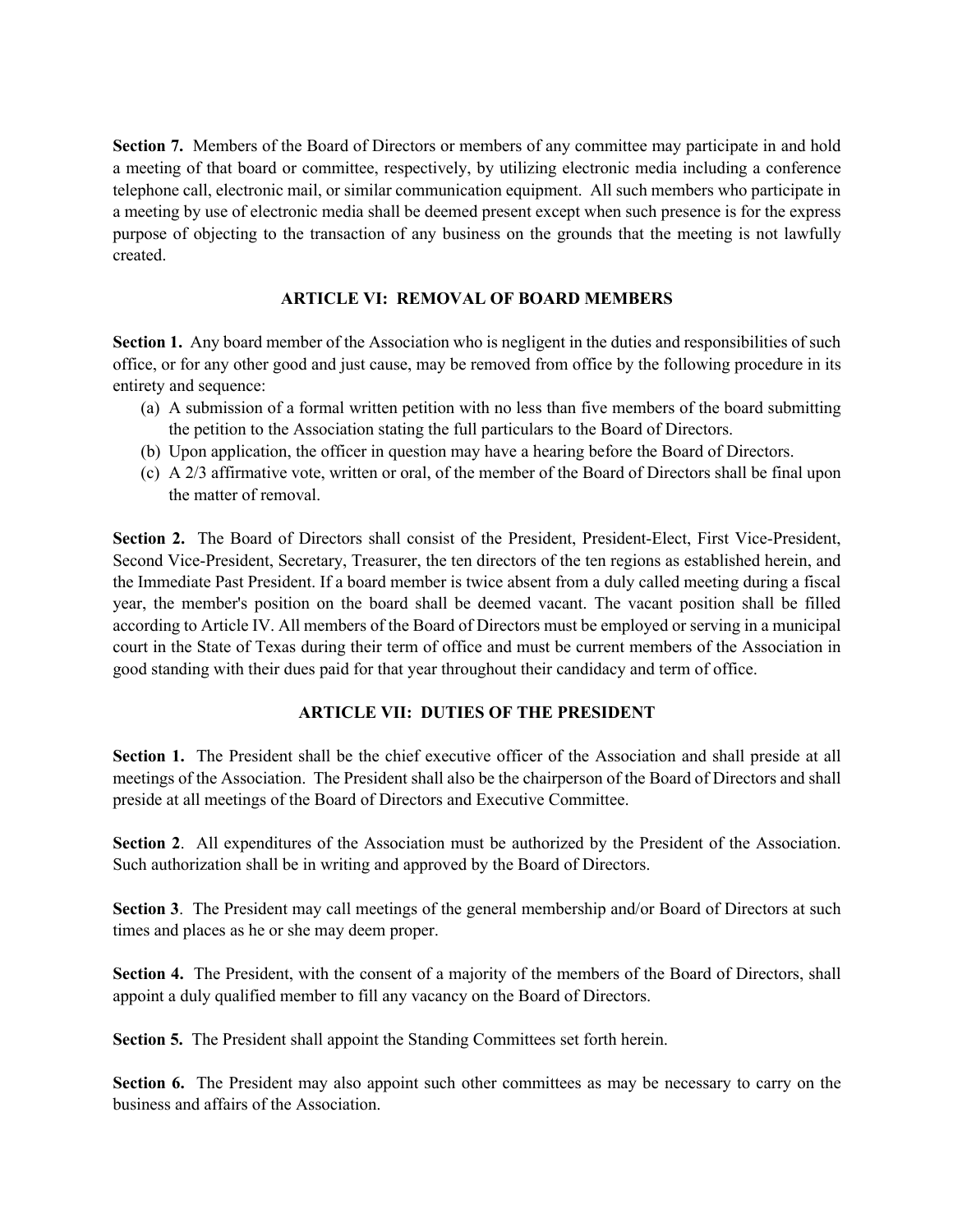**Section 7.** Members of the Board of Directors or members of any committee may participate in and hold a meeting of that board or committee, respectively, by utilizing electronic media including a conference telephone call, electronic mail, or similar communication equipment. All such members who participate in a meeting by use of electronic media shall be deemed present except when such presence is for the express purpose of objecting to the transaction of any business on the grounds that the meeting is not lawfully created.

## ARTICLE VI: REMOVAL OF BOARD MEMBERS

**Section 1.** Any board member of the Association who is negligent in the duties and responsibilities of such office, or for any other good and just cause, may be removed from office by the following procedure in its entirety and sequence:

(a) A submission of a formal written petition with no less than five members of the board submitting the petition to the Association stating the full particulars to the Board of Directors.
(b) Upon application, the officer in question may have a hearing before the Board of Directors.
(c) A 2/3 affirmative vote, written or oral, of the member of the Board of Directors shall be final upon the matter of removal.

**Section 2.** The Board of Directors shall consist of the President, President-Elect, First Vice-President, Second Vice-President, Secretary, Treasurer, the ten directors of the ten regions as established herein, and the Immediate Past President. If a board member is twice absent from a duly called meeting during a fiscal year, the member's position on the board shall be deemed vacant. The vacant position shall be filled according to Article IV. All members of the Board of Directors must be employed or serving in a municipal court in the State of Texas during their term of office and must be current members of the Association in good standing with their dues paid for that year throughout their candidacy and term of office.

## ARTICLE VII: DUTIES OF THE PRESIDENT

**Section 1.** The President shall be the chief executive officer of the Association and shall preside at all meetings of the Association. The President shall also be the chairperson of the Board of Directors and shall preside at all meetings of the Board of Directors and Executive Committee.

**Section 2**. All expenditures of the Association must be authorized by the President of the Association. Such authorization shall be in writing and approved by the Board of Directors.

**Section 3**. The President may call meetings of the general membership and/or Board of Directors at such times and places as he or she may deem proper.

**Section 4.** The President, with the consent of a majority of the members of the Board of Directors, shall appoint a duly qualified member to fill any vacancy on the Board of Directors.

**Section 5.** The President shall appoint the Standing Committees set forth herein.

**Section 6.** The President may also appoint such other committees as may be necessary to carry on the business and affairs of the Association.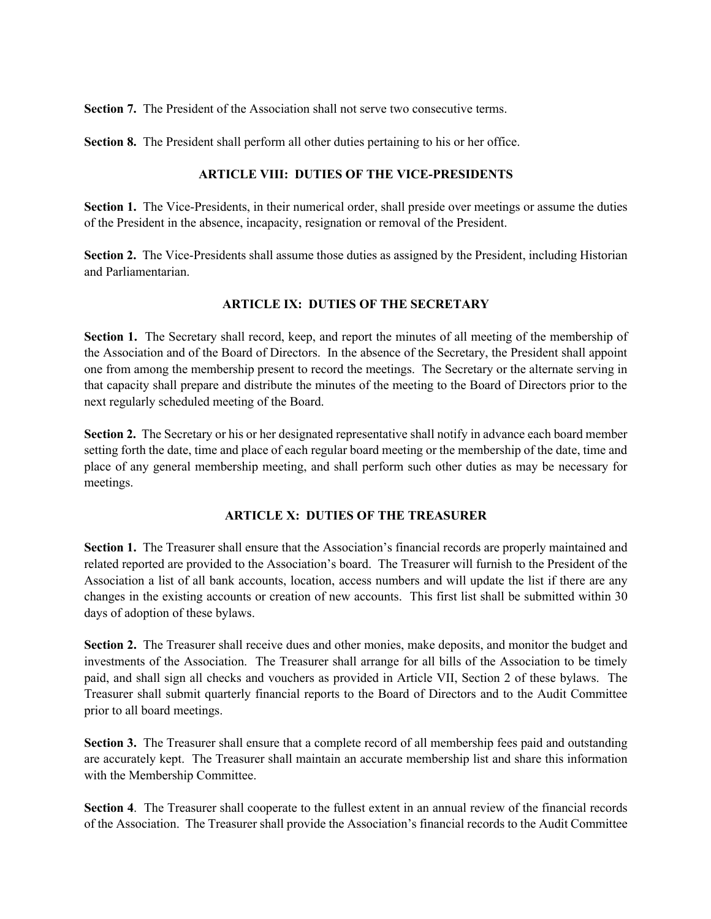**Section 7.** The President of the Association shall not serve two consecutive terms.

**Section 8.** The President shall perform all other duties pertaining to his or her office.

## ARTICLE VIII: DUTIES OF THE VICE-PRESIDENTS

**Section 1.** The Vice-Presidents, in their numerical order, shall preside over meetings or assume the duties of the President in the absence, incapacity, resignation or removal of the President.

**Section 2.** The Vice-Presidents shall assume those duties as assigned by the President, including Historian and Parliamentarian.

## ARTICLE IX: DUTIES OF THE SECRETARY

**Section 1.** The Secretary shall record, keep, and report the minutes of all meeting of the membership of the Association and of the Board of Directors. In the absence of the Secretary, the President shall appoint one from among the membership present to record the meetings. The Secretary or the alternate serving in that capacity shall prepare and distribute the minutes of the meeting to the Board of Directors prior to the next regularly scheduled meeting of the Board.

**Section 2.** The Secretary or his or her designated representative shall notify in advance each board member setting forth the date, time and place of each regular board meeting or the membership of the date, time and place of any general membership meeting, and shall perform such other duties as may be necessary for meetings.

## ARTICLE X: DUTIES OF THE TREASURER

**Section 1.** The Treasurer shall ensure that the Association's financial records are properly maintained and related reported are provided to the Association's board. The Treasurer will furnish to the President of the Association a list of all bank accounts, location, access numbers and will update the list if there are any changes in the existing accounts or creation of new accounts. This first list shall be submitted within 30 days of adoption of these bylaws.

**Section 2.** The Treasurer shall receive dues and other monies, make deposits, and monitor the budget and investments of the Association. The Treasurer shall arrange for all bills of the Association to be timely paid, and shall sign all checks and vouchers as provided in Article VII, Section 2 of these bylaws. The Treasurer shall submit quarterly financial reports to the Board of Directors and to the Audit Committee prior to all board meetings.

**Section 3.** The Treasurer shall ensure that a complete record of all membership fees paid and outstanding are accurately kept. The Treasurer shall maintain an accurate membership list and share this information with the Membership Committee.

**Section 4**. The Treasurer shall cooperate to the fullest extent in an annual review of the financial records of the Association. The Treasurer shall provide the Association's financial records to the Audit Committee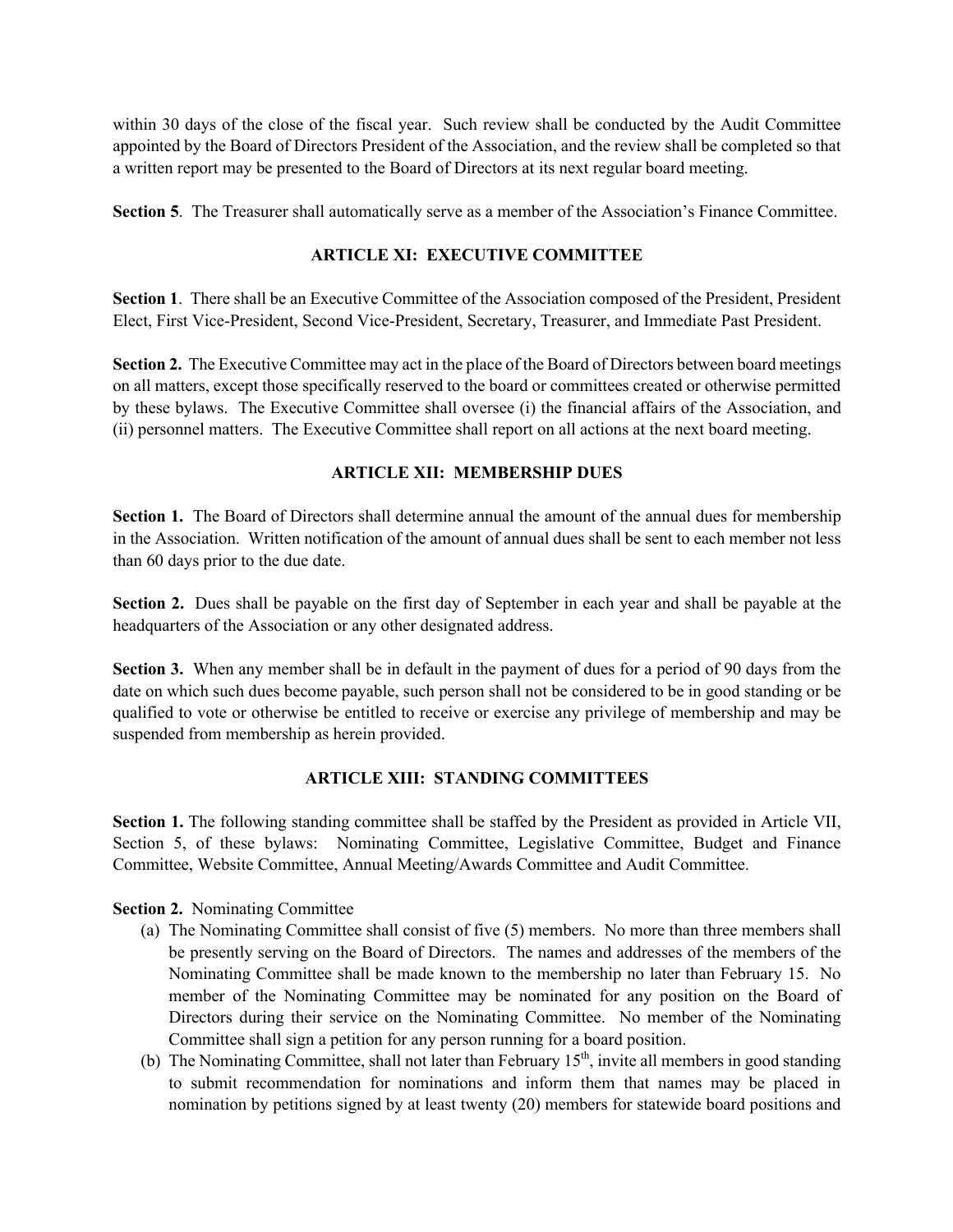within 30 days of the close of the fiscal year. Such review shall be conducted by the Audit Committee appointed by the Board of Directors President of the Association, and the review shall be completed so that a written report may be presented to the Board of Directors at its next regular board meeting.

**Section 5**. The Treasurer shall automatically serve as a member of the Association's Finance Committee.

## ARTICLE XI: EXECUTIVE COMMITTEE

**Section 1**. There shall be an Executive Committee of the Association composed of the President, President Elect, First Vice-President, Second Vice-President, Secretary, Treasurer, and Immediate Past President.

**Section 2.** The Executive Committee may act in the place of the Board of Directors between board meetings on all matters, except those specifically reserved to the board or committees created or otherwise permitted by these bylaws. The Executive Committee shall oversee (i) the financial affairs of the Association, and (ii) personnel matters. The Executive Committee shall report on all actions at the next board meeting.

## ARTICLE XII: MEMBERSHIP DUES

**Section 1.** The Board of Directors shall determine annual the amount of the annual dues for membership in the Association. Written notification of the amount of annual dues shall be sent to each member not less than 60 days prior to the due date.

**Section 2.** Dues shall be payable on the first day of September in each year and shall be payable at the headquarters of the Association or any other designated address.

**Section 3.** When any member shall be in default in the payment of dues for a period of 90 days from the date on which such dues become payable, such person shall not be considered to be in good standing or be qualified to vote or otherwise be entitled to receive or exercise any privilege of membership and may be suspended from membership as herein provided.

## ARTICLE XIII: STANDING COMMITTEES

**Section 1.** The following standing committee shall be staffed by the President as provided in Article VII, Section 5, of these bylaws: Nominating Committee, Legislative Committee, Budget and Finance Committee, Website Committee, Annual Meeting/Awards Committee and Audit Committee.

**Section 2.** Nominating Committee

(a) The Nominating Committee shall consist of five (5) members. No more than three members shall be presently serving on the Board of Directors. The names and addresses of the members of the Nominating Committee shall be made known to the membership no later than February 15. No member of the Nominating Committee may be nominated for any position on the Board of Directors during their service on the Nominating Committee. No member of the Nominating Committee shall sign a petition for any person running for a board position.

(b) The Nominating Committee, shall not later than February 15th, invite all members in good standing to submit recommendation for nominations and inform them that names may be placed in nomination by petitions signed by at least twenty (20) members for statewide board positions and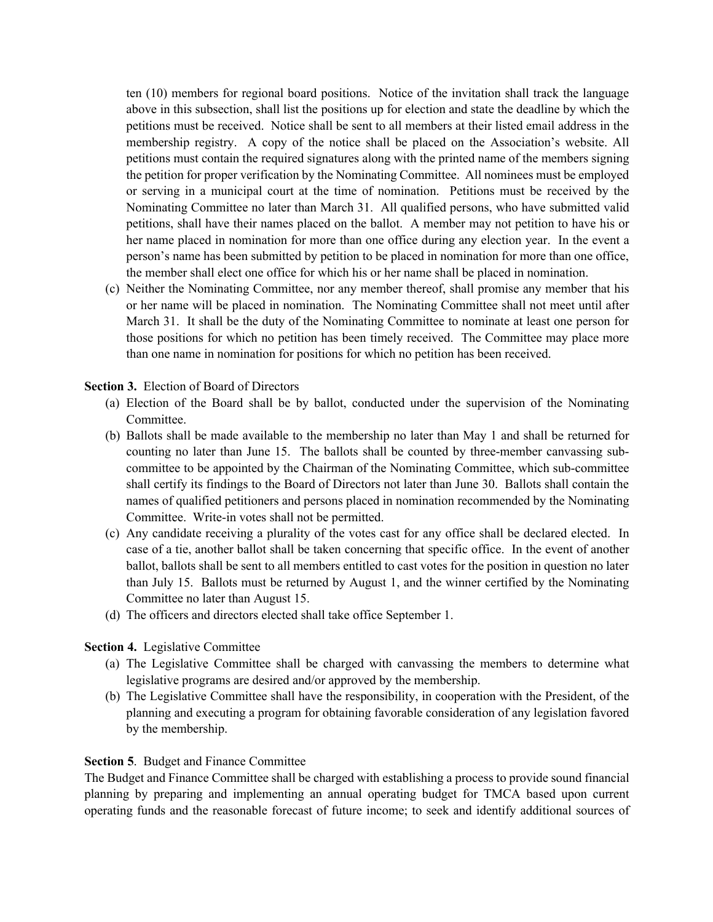ten (10) members for regional board positions. Notice of the invitation shall track the language above in this subsection, shall list the positions up for election and state the deadline by which the petitions must be received. Notice shall be sent to all members at their listed email address in the membership registry. A copy of the notice shall be placed on the Association's website. All petitions must contain the required signatures along with the printed name of the members signing the petition for proper verification by the Nominating Committee. All nominees must be employed or serving in a municipal court at the time of nomination. Petitions must be received by the Nominating Committee no later than March 31. All qualified persons, who have submitted valid petitions, shall have their names placed on the ballot. A member may not petition to have his or her name placed in nomination for more than one office during any election year. In the event a person's name has been submitted by petition to be placed in nomination for more than one office, the member shall elect one office for which his or her name shall be placed in nomination.

(c) Neither the Nominating Committee, nor any member thereof, shall promise any member that his or her name will be placed in nomination. The Nominating Committee shall not meet until after March 31. It shall be the duty of the Nominating Committee to nominate at least one person for those positions for which no petition has been timely received. The Committee may place more than one name in nomination for positions for which no petition has been received.

**Section 3.** Election of Board of Directors

(a) Election of the Board shall be by ballot, conducted under the supervision of the Nominating Committee.

(b) Ballots shall be made available to the membership no later than May 1 and shall be returned for counting no later than June 15. The ballots shall be counted by three-member canvassing sub-committee to be appointed by the Chairman of the Nominating Committee, which sub-committee shall certify its findings to the Board of Directors not later than June 30. Ballots shall contain the names of qualified petitioners and persons placed in nomination recommended by the Nominating Committee. Write-in votes shall not be permitted.

(c) Any candidate receiving a plurality of the votes cast for any office shall be declared elected. In case of a tie, another ballot shall be taken concerning that specific office. In the event of another ballot, ballots shall be sent to all members entitled to cast votes for the position in question no later than July 15. Ballots must be returned by August 1, and the winner certified by the Nominating Committee no later than August 15.

(d) The officers and directors elected shall take office September 1.

**Section 4.** Legislative Committee

(a) The Legislative Committee shall be charged with canvassing the members to determine what legislative programs are desired and/or approved by the membership.

(b) The Legislative Committee shall have the responsibility, in cooperation with the President, of the planning and executing a program for obtaining favorable consideration of any legislation favored by the membership.

**Section 5**. Budget and Finance Committee

The Budget and Finance Committee shall be charged with establishing a process to provide sound financial planning by preparing and implementing an annual operating budget for TMCA based upon current operating funds and the reasonable forecast of future income; to seek and identify additional sources of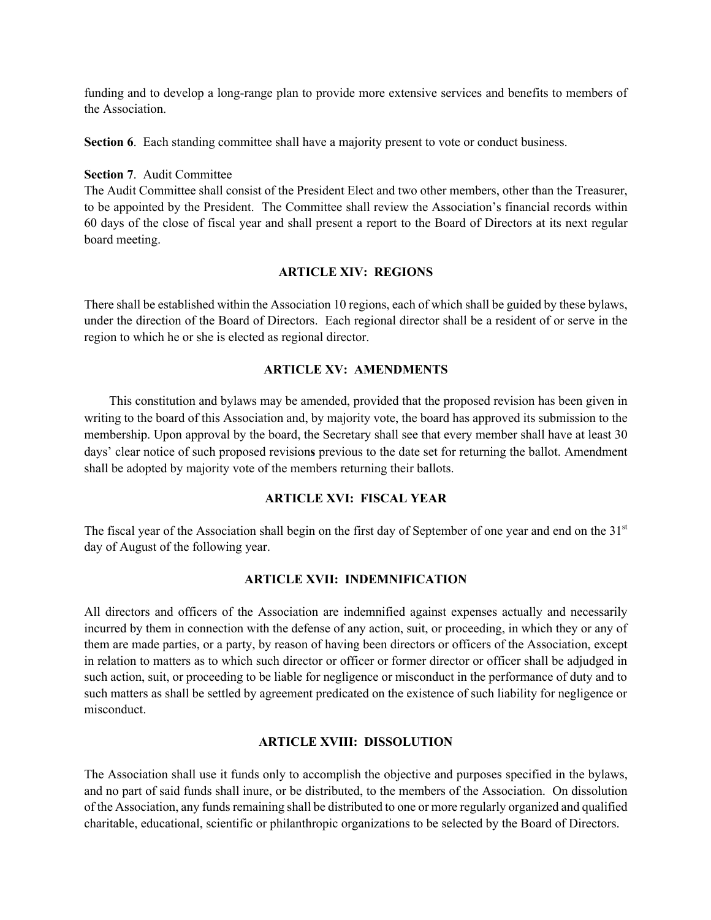funding and to develop a long-range plan to provide more extensive services and benefits to members of the Association.

**Section 6**. Each standing committee shall have a majority present to vote or conduct business.

**Section 7**. Audit Committee
The Audit Committee shall consist of the President Elect and two other members, other than the Treasurer, to be appointed by the President. The Committee shall review the Association's financial records within 60 days of the close of fiscal year and shall present a report to the Board of Directors at its next regular board meeting.

## ARTICLE XIV: REGIONS

There shall be established within the Association 10 regions, each of which shall be guided by these bylaws, under the direction of the Board of Directors. Each regional director shall be a resident of or serve in the region to which he or she is elected as regional director.

## ARTICLE XV: AMENDMENTS

This constitution and bylaws may be amended, provided that the proposed revision has been given in writing to the board of this Association and, by majority vote, the board has approved its submission to the membership. Upon approval by the board, the Secretary shall see that every member shall have at least 30 days' clear notice of such proposed revision**s** previous to the date set for returning the ballot. Amendment shall be adopted by majority vote of the members returning their ballots.

## ARTICLE XVI: FISCAL YEAR

The fiscal year of the Association shall begin on the first day of September of one year and end on the 31st day of August of the following year.

## ARTICLE XVII: INDEMNIFICATION

All directors and officers of the Association are indemnified against expenses actually and necessarily incurred by them in connection with the defense of any action, suit, or proceeding, in which they or any of them are made parties, or a party, by reason of having been directors or officers of the Association, except in relation to matters as to which such director or officer or former director or officer shall be adjudged in such action, suit, or proceeding to be liable for negligence or misconduct in the performance of duty and to such matters as shall be settled by agreement predicated on the existence of such liability for negligence or misconduct.

## ARTICLE XVIII: DISSOLUTION

The Association shall use it funds only to accomplish the objective and purposes specified in the bylaws, and no part of said funds shall inure, or be distributed, to the members of the Association. On dissolution of the Association, any funds remaining shall be distributed to one or more regularly organized and qualified charitable, educational, scientific or philanthropic organizations to be selected by the Board of Directors.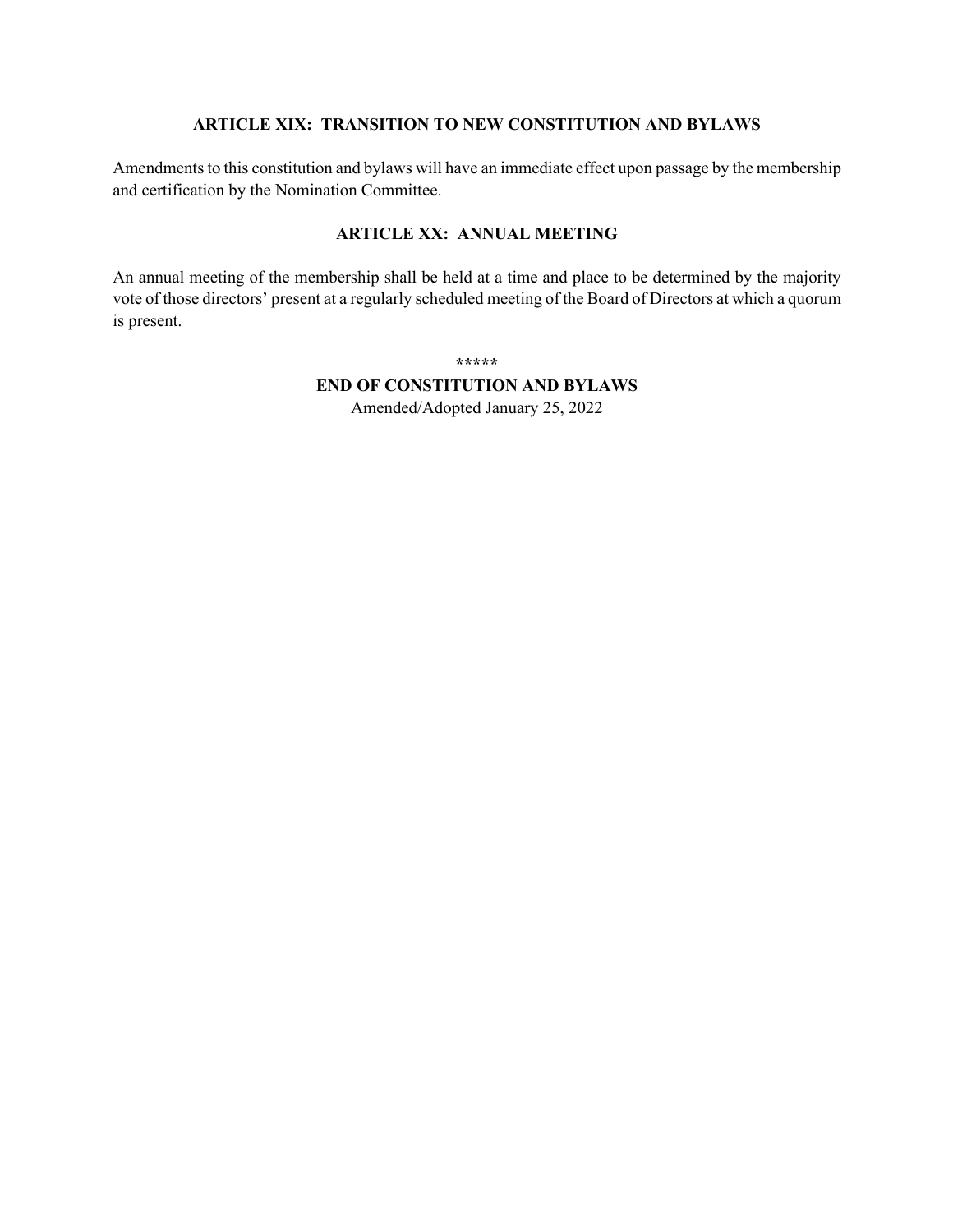## ARTICLE XIX: TRANSITION TO NEW CONSTITUTION AND BYLAWS

Amendments to this constitution and bylaws will have an immediate effect upon passage by the membership and certification by the Nomination Committee.

## ARTICLE XX: ANNUAL MEETING

An annual meeting of the membership shall be held at a time and place to be determined by the majority vote of those directors' present at a regularly scheduled meeting of the Board of Directors at which a quorum is present.

**\*\*\*\*\***

**END OF CONSTITUTION AND BYLAWS**

Amended/Adopted January 25, 2022